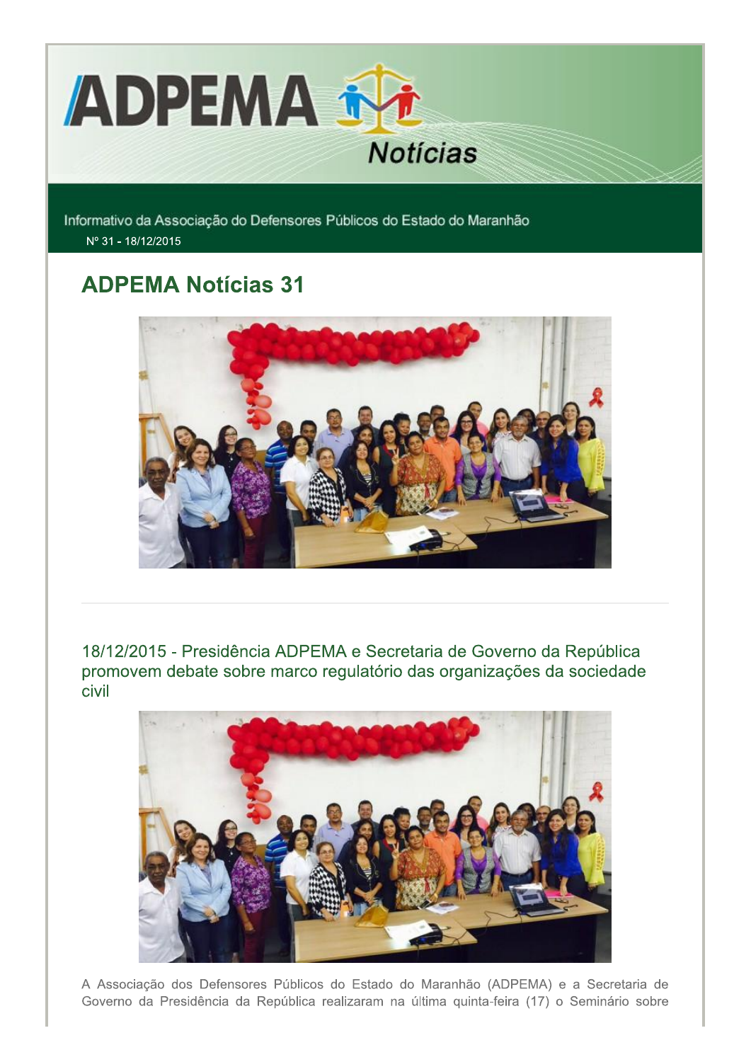# ADPEMA Notícias

Informativo da Associação do Defensores Públicos do Estado do Maranhão

Nº 31 - 18/12/2015

## ADPEMA Notícias 31

---

### 18/12/2015 - Presidência ADPEMA e Secretaria de Governo da República promovem debate sobre marco regulatório das organizações da sociedade civil

A Associação dos Defensores Públicos do Estado do Maranhão (ADPEMA) e a Secretaria de Governo da Presidência da República realizaram na última quinta-feira (17) o Seminário sobre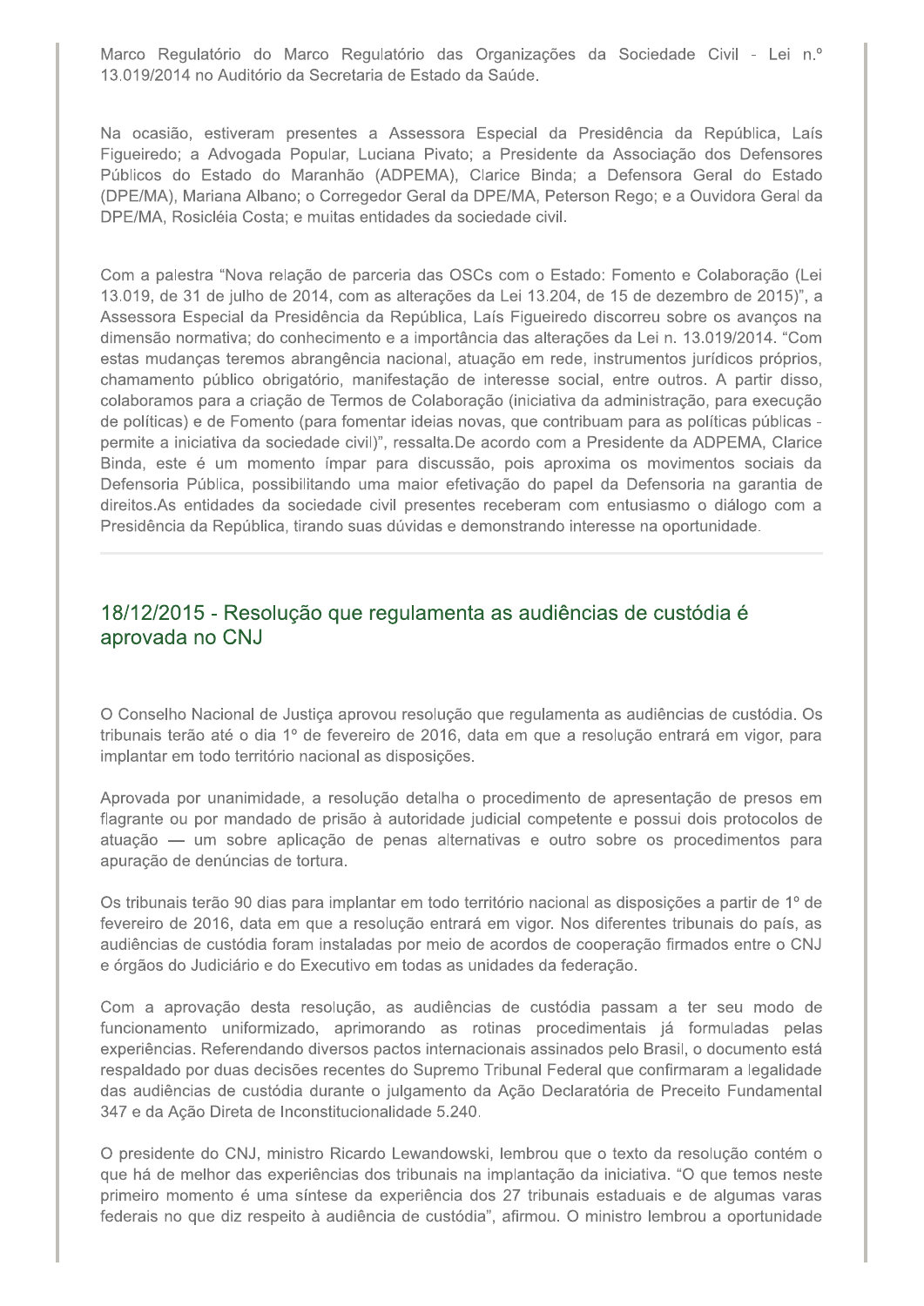Marco Regulatório do Marco Regulatório das Organizações da Sociedade Civil - Lei n.º 13.019/2014 no Auditório da Secretaria de Estado da Saúde.

Na ocasião, estiveram presentes a Assessora Especial da Presidência da República, Laís Figueiredo; a Advogada Popular, Luciana Pivato; a Presidente da Associação dos Defensores Públicos do Estado do Maranhão (ADPEMA), Clarice Binda; a Defensora Geral do Estado (DPE/MA), Mariana Albano; o Corregedor Geral da DPE/MA, Peterson Rego; e a Ouvidora Geral da DPE/MA, Rosicléia Costa; e muitas entidades da sociedade civil.

Com a palestra "Nova relação de parceria das OSCs com o Estado: Fomento e Colaboração (Lei 13.019, de 31 de julho de 2014, com as alterações da Lei 13.204, de 15 de dezembro de 2015)", a Assessora Especial da Presidência da República, Laís Figueiredo discorreu sobre os avanços na dimensão normativa; do conhecimento e a importância das alterações da Lei n. 13.019/2014. "Com estas mudanças teremos abrangência nacional, atuação em rede, instrumentos jurídicos próprios, chamamento público obrigatório, manifestação de interesse social, entre outros. A partir disso, colaboramos para a criação de Termos de Colaboração (iniciativa da administração, para execução de políticas) e de Fomento (para fomentar ideias novas, que contribuam para as políticas públicas - permite a iniciativa da sociedade civil)", ressalta.De acordo com a Presidente da ADPEMA, Clarice Binda, este é um momento ímpar para discussão, pois aproxima os movimentos sociais da Defensoria Pública, possibilitando uma maior efetivação do papel da Defensoria na garantia de direitos.As entidades da sociedade civil presentes receberam com entusiasmo o diálogo com a Presidência da República, tirando suas dúvidas e demonstrando interesse na oportunidade.

---

## 18/12/2015 - Resolução que regulamenta as audiências de custódia é aprovada no CNJ

O Conselho Nacional de Justiça aprovou resolução que regulamenta as audiências de custódia. Os tribunais terão até o dia 1º de fevereiro de 2016, data em que a resolução entrará em vigor, para implantar em todo território nacional as disposições.

Aprovada por unanimidade, a resolução detalha o procedimento de apresentação de presos em flagrante ou por mandado de prisão à autoridade judicial competente e possui dois protocolos de atuação — um sobre aplicação de penas alternativas e outro sobre os procedimentos para apuração de denúncias de tortura.

Os tribunais terão 90 dias para implantar em todo território nacional as disposições a partir de 1º de fevereiro de 2016, data em que a resolução entrará em vigor. Nos diferentes tribunais do país, as audiências de custódia foram instaladas por meio de acordos de cooperação firmados entre o CNJ e órgãos do Judiciário e do Executivo em todas as unidades da federação.

Com a aprovação desta resolução, as audiências de custódia passam a ter seu modo de funcionamento uniformizado, aprimorando as rotinas procedimentais já formuladas pelas experiências. Referendando diversos pactos internacionais assinados pelo Brasil, o documento está respaldado por duas decisões recentes do Supremo Tribunal Federal que confirmaram a legalidade das audiências de custódia durante o julgamento da Ação Declaratória de Preceito Fundamental 347 e da Ação Direta de Inconstitucionalidade 5.240.

O presidente do CNJ, ministro Ricardo Lewandowski, lembrou que o texto da resolução contém o que há de melhor das experiências dos tribunais na implantação da iniciativa. "O que temos neste primeiro momento é uma síntese da experiência dos 27 tribunais estaduais e de algumas varas federais no que diz respeito à audiência de custódia", afirmou. O ministro lembrou a oportunidade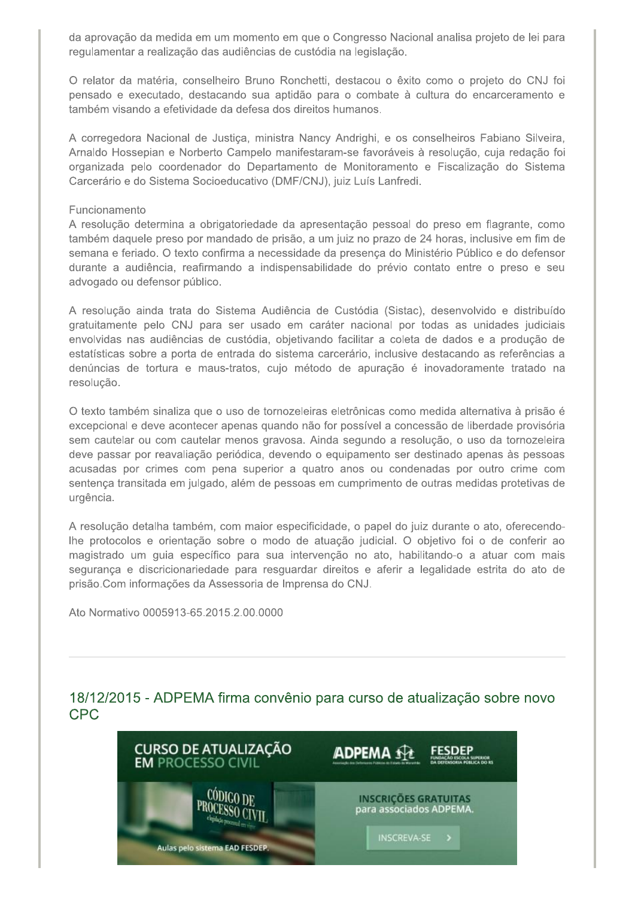da aprovação da medida em um momento em que o Congresso Nacional analisa projeto de lei para regulamentar a realização das audiências de custódia na legislação.

O relator da matéria, conselheiro Bruno Ronchetti, destacou o êxito como o projeto do CNJ foi pensado e executado, destacando sua aptidão para o combate à cultura do encarceramento e também visando a efetividade da defesa dos direitos humanos.

A corregedora Nacional de Justiça, ministra Nancy Andrighi, e os conselheiros Fabiano Silveira, Arnaldo Hossepian e Norberto Campelo manifestaram-se favoráveis à resolução, cuja redação foi organizada pelo coordenador do Departamento de Monitoramento e Fiscalização do Sistema Carcerário e do Sistema Socioeducativo (DMF/CNJ), juiz Luís Lanfredi.

Funcionamento
A resolução determina a obrigatoriedade da apresentação pessoal do preso em flagrante, como também daquele preso por mandado de prisão, a um juiz no prazo de 24 horas, inclusive em fim de semana e feriado. O texto confirma a necessidade da presença do Ministério Público e do defensor durante a audiência, reafirmando a indispensabilidade do prévio contato entre o preso e seu advogado ou defensor público.

A resolução ainda trata do Sistema Audiência de Custódia (Sistac), desenvolvido e distribuído gratuitamente pelo CNJ para ser usado em caráter nacional por todas as unidades judiciais envolvidas nas audiências de custódia, objetivando facilitar a coleta de dados e a produção de estatísticas sobre a porta de entrada do sistema carcerário, inclusive destacando as referências a denúncias de tortura e maus-tratos, cujo método de apuração é inovadoramente tratado na resolução.

O texto também sinaliza que o uso de tornozeleiras eletrônicas como medida alternativa à prisão é excepcional e deve acontecer apenas quando não for possível a concessão de liberdade provisória sem cautelar ou com cautelar menos gravosa. Ainda segundo a resolução, o uso da tornozeleira deve passar por reavaliação periódica, devendo o equipamento ser destinado apenas às pessoas acusadas por crimes com pena superior a quatro anos ou condenadas por outro crime com sentença transitada em julgado, além de pessoas em cumprimento de outras medidas protetivas de urgência.

A resolução detalha também, com maior especificidade, o papel do juiz durante o ato, oferecendo-lhe protocolos e orientação sobre o modo de atuação judicial. O objetivo foi o de conferir ao magistrado um guia específico para sua intervenção no ato, habilitando-o a atuar com mais segurança e discricionariedade para resguardar direitos e aferir a legalidade estrita do ato de prisão.Com informações da Assessoria de Imprensa do CNJ.

Ato Normativo 0005913-65.2015.2.00.0000

---

## 18/12/2015 - ADPEMA firma convênio para curso de atualização sobre novo CPC

CURSO DE ATUALIZAÇÃO EM PROCESSO CIVIL

ADPEMA — FESDEP FUNDAÇÃO ESCOLA SUPERIOR DA DEFENSORIA PÚBLICA DO RS

INSCRIÇÕES GRATUITAS para associados ADPEMA.

INSCREVA-SE

Aulas pelo sistema EAD FESDEP.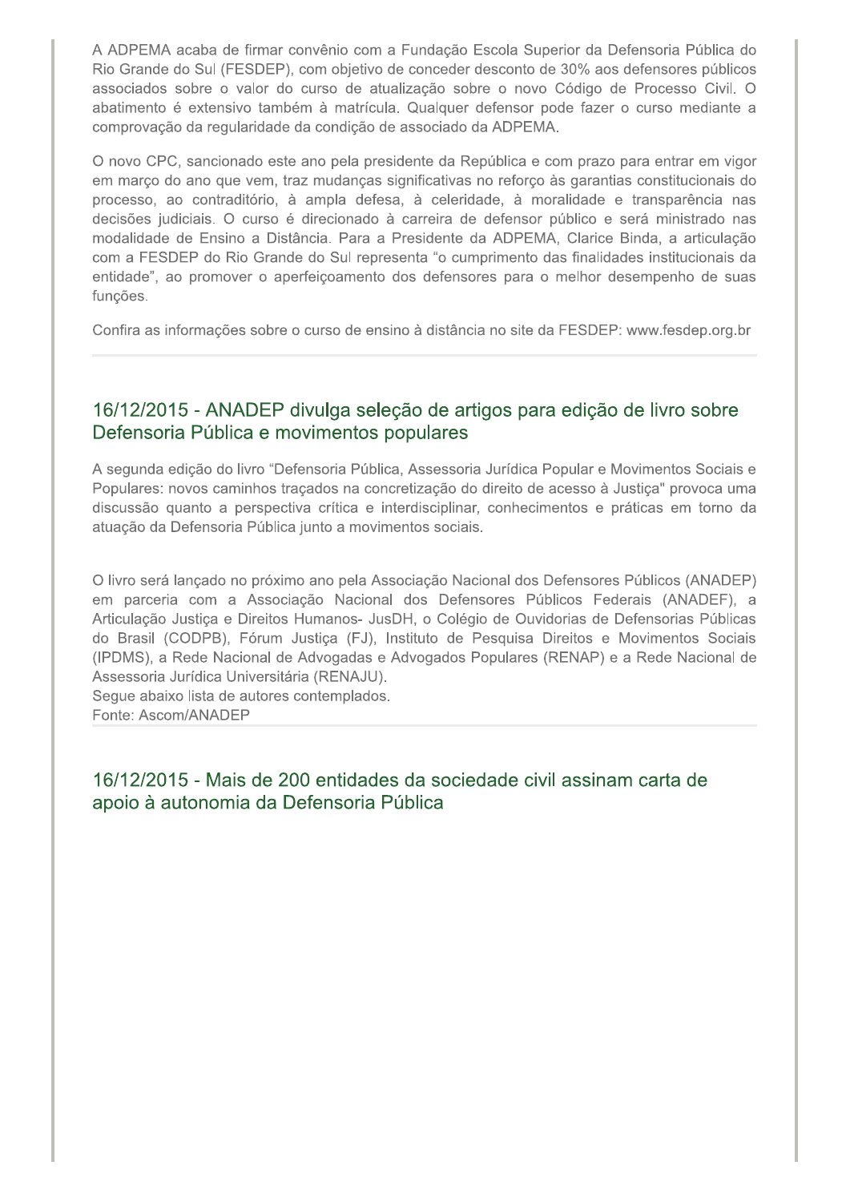A ADPEMA acaba de firmar convênio com a Fundação Escola Superior da Defensoria Pública do Rio Grande do Sul (FESDEP), com objetivo de conceder desconto de 30% aos defensores públicos associados sobre o valor do curso de atualização sobre o novo Código de Processo Civil. O abatimento é extensivo também à matrícula. Qualquer defensor pode fazer o curso mediante a comprovação da regularidade da condição de associado da ADPEMA.

O novo CPC, sancionado este ano pela presidente da República e com prazo para entrar em vigor em março do ano que vem, traz mudanças significativas no reforço às garantias constitucionais do processo, ao contraditório, à ampla defesa, à celeridade, à moralidade e transparência nas decisões judiciais. O curso é direcionado à carreira de defensor público e será ministrado nas modalidade de Ensino a Distância. Para a Presidente da ADPEMA, Clarice Binda, a articulação com a FESDEP do Rio Grande do Sul representa "o cumprimento das finalidades institucionais da entidade", ao promover o aperfeiçoamento dos defensores para o melhor desempenho de suas funções.

Confira as informações sobre o curso de ensino à distância no site da FESDEP: www.fesdep.org.br

## 16/12/2015 - ANADEP divulga seleção de artigos para edição de livro sobre Defensoria Pública e movimentos populares

A segunda edição do livro "Defensoria Pública, Assessoria Jurídica Popular e Movimentos Sociais e Populares: novos caminhos traçados na concretização do direito de acesso à Justiça" provoca uma discussão quanto a perspectiva crítica e interdisciplinar, conhecimentos e práticas em torno da atuação da Defensoria Pública junto a movimentos sociais.

O livro será lançado no próximo ano pela Associação Nacional dos Defensores Públicos (ANADEP) em parceria com a Associação Nacional dos Defensores Públicos Federais (ANADEF), a Articulação Justiça e Direitos Humanos- JusDH, o Colégio de Ouvidorias de Defensorias Públicas do Brasil (CODPB), Fórum Justiça (FJ), Instituto de Pesquisa Direitos e Movimentos Sociais (IPDMS), a Rede Nacional de Advogadas e Advogados Populares (RENAP) e a Rede Nacional de Assessoria Jurídica Universitária (RENAJU).
Segue abaixo lista de autores contemplados.
Fonte: Ascom/ANADEP

## 16/12/2015 - Mais de 200 entidades da sociedade civil assinam carta de apoio à autonomia da Defensoria Pública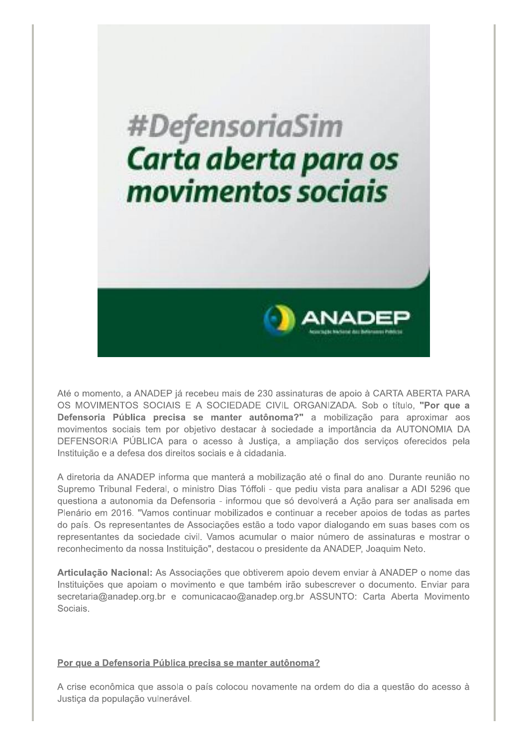#DefensoriaSim
Carta aberta para os movimentos sociais

ANADEP

Associação Nacional dos Defensores Públicos

Até o momento, a ANADEP já recebeu mais de 230 assinaturas de apoio à CARTA ABERTA PARA OS MOVIMENTOS SOCIAIS E A SOCIEDADE CIVIL ORGANIZADA. Sob o título, **"Por que a Defensoria Pública precisa se manter autônoma?"** a mobilização para aproximar aos movimentos sociais tem por objetivo destacar à sociedade a importância da AUTONOMIA DA DEFENSORIA PÚBLICA para o acesso à Justiça, a ampliação dos serviços oferecidos pela Instituição e a defesa dos direitos sociais e à cidadania.

A diretoria da ANADEP informa que manterá a mobilização até o final do ano. Durante reunião no Supremo Tribunal Federal, o ministro Dias Tóffoli - que pediu vista para analisar a ADI 5296 que questiona a autonomia da Defensoria - informou que só devolverá a Ação para ser analisada em Plenário em 2016. "Vamos continuar mobilizados e continuar a receber apoios de todas as partes do país. Os representantes de Associações estão a todo vapor dialogando em suas bases com os representantes da sociedade civil. Vamos acumular o maior número de assinaturas e mostrar o reconhecimento da nossa Instituição", destacou o presidente da ANADEP, Joaquim Neto.

**Articulação Nacional:** As Associações que obtiverem apoio devem enviar à ANADEP o nome das Instituições que apoiam o movimento e que também irão subescrever o documento. Enviar para secretaria@anadep.org.br e comunicacao@anadep.org.br ASSUNTO: Carta Aberta Movimento Sociais.

**Por que a Defensoria Pública precisa se manter autônoma?**

A crise econômica que assola o país colocou novamente na ordem do dia a questão do acesso à Justiça da população vulnerável.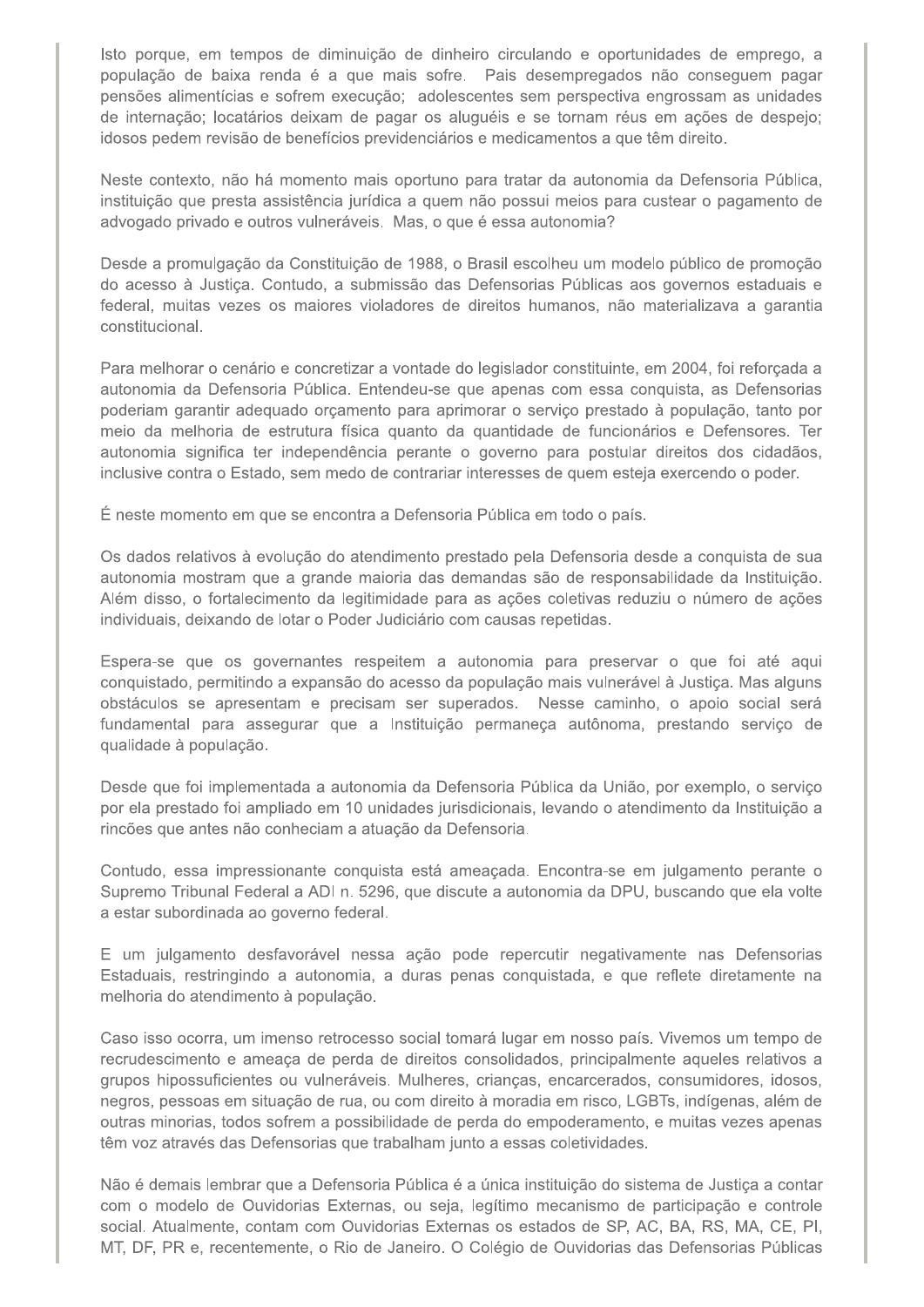Isto porque, em tempos de diminuição de dinheiro circulando e oportunidades de emprego, a população de baixa renda é a que mais sofre. Pais desempregados não conseguem pagar pensões alimentícias e sofrem execução; adolescentes sem perspectiva engrossam as unidades de internação; locatários deixam de pagar os aluguéis e se tornam réus em ações de despejo; idosos pedem revisão de benefícios previdenciários e medicamentos a que têm direito.

Neste contexto, não há momento mais oportuno para tratar da autonomia da Defensoria Pública, instituição que presta assistência jurídica a quem não possui meios para custear o pagamento de advogado privado e outros vulneráveis. Mas, o que é essa autonomia?

Desde a promulgação da Constituição de 1988, o Brasil escolheu um modelo público de promoção do acesso à Justiça. Contudo, a submissão das Defensorias Públicas aos governos estaduais e federal, muitas vezes os maiores violadores de direitos humanos, não materializava a garantia constitucional.

Para melhorar o cenário e concretizar a vontade do legislador constituinte, em 2004, foi reforçada a autonomia da Defensoria Pública. Entendeu-se que apenas com essa conquista, as Defensorias poderiam garantir adequado orçamento para aprimorar o serviço prestado à população, tanto por meio da melhoria de estrutura física quanto da quantidade de funcionários e Defensores. Ter autonomia significa ter independência perante o governo para postular direitos dos cidadãos, inclusive contra o Estado, sem medo de contrariar interesses de quem esteja exercendo o poder.

É neste momento em que se encontra a Defensoria Pública em todo o país.

Os dados relativos à evolução do atendimento prestado pela Defensoria desde a conquista de sua autonomia mostram que a grande maioria das demandas são de responsabilidade da Instituição. Além disso, o fortalecimento da legitimidade para as ações coletivas reduziu o número de ações individuais, deixando de lotar o Poder Judiciário com causas repetidas.

Espera-se que os governantes respeitem a autonomia para preservar o que foi até aqui conquistado, permitindo a expansão do acesso da população mais vulnerável à Justiça. Mas alguns obstáculos se apresentam e precisam ser superados. Nesse caminho, o apoio social será fundamental para assegurar que a Instituição permaneça autônoma, prestando serviço de qualidade à população.

Desde que foi implementada a autonomia da Defensoria Pública da União, por exemplo, o serviço por ela prestado foi ampliado em 10 unidades jurisdicionais, levando o atendimento da Instituição a rincões que antes não conheciam a atuação da Defensoria.

Contudo, essa impressionante conquista está ameaçada. Encontra-se em julgamento perante o Supremo Tribunal Federal a ADI n. 5296, que discute a autonomia da DPU, buscando que ela volte a estar subordinada ao governo federal.

E um julgamento desfavorável nessa ação pode repercutir negativamente nas Defensorias Estaduais, restringindo a autonomia, a duras penas conquistada, e que reflete diretamente na melhoria do atendimento à população.

Caso isso ocorra, um imenso retrocesso social tomará lugar em nosso país. Vivemos um tempo de recrudescimento e ameaça de perda de direitos consolidados, principalmente aqueles relativos a grupos hipossuficientes ou vulneráveis. Mulheres, crianças, encarcerados, consumidores, idosos, negros, pessoas em situação de rua, ou com direito à moradia em risco, LGBTs, indígenas, além de outras minorias, todos sofrem a possibilidade de perda do empoderamento, e muitas vezes apenas têm voz através das Defensorias que trabalham junto a essas coletividades.

Não é demais lembrar que a Defensoria Pública é a única instituição do sistema de Justiça a contar com o modelo de Ouvidorias Externas, ou seja, legítimo mecanismo de participação e controle social. Atualmente, contam com Ouvidorias Externas os estados de SP, AC, BA, RS, MA, CE, PI, MT, DF, PR e, recentemente, o Rio de Janeiro. O Colégio de Ouvidorias das Defensorias Públicas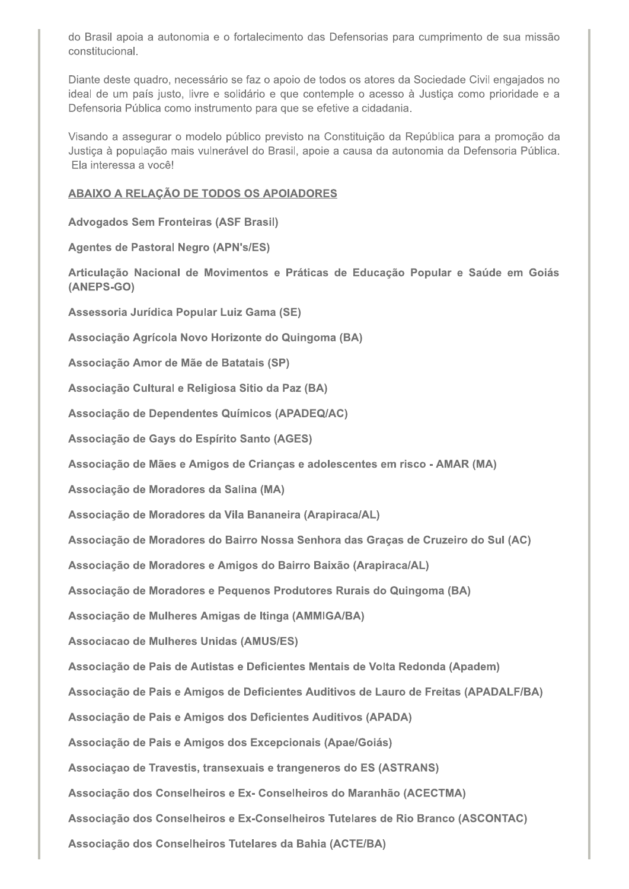do Brasil apoia a autonomia e o fortalecimento das Defensorias para cumprimento de sua missão constitucional.

Diante deste quadro, necessário se faz o apoio de todos os atores da Sociedade Civil engajados no ideal de um país justo, livre e solidário e que contemple o acesso à Justiça como prioridade e a Defensoria Pública como instrumento para que se efetive a cidadania.

Visando a assegurar o modelo público previsto na Constituição da República para a promoção da Justiça à população mais vulnerável do Brasil, apoie a causa da autonomia da Defensoria Pública. Ela interessa a você!

**ABAIXO A RELAÇÃO DE TODOS OS APOIADORES**

**Advogados Sem Fronteiras (ASF Brasil)**

**Agentes de Pastoral Negro (APN's/ES)**

**Articulação Nacional de Movimentos e Práticas de Educação Popular e Saúde em Goiás (ANEPS-GO)**

**Assessoria Jurídica Popular Luiz Gama (SE)**

**Associação Agrícola Novo Horizonte do Quingoma (BA)**

**Associação Amor de Mãe de Batatais (SP)**

**Associação Cultural e Religiosa Sitio da Paz (BA)**

**Associação de Dependentes Químicos (APADEQ/AC)**

**Associação de Gays do Espírito Santo (AGES)**

**Associação de Mães e Amigos de Crianças e adolescentes em risco - AMAR (MA)**

**Associação de Moradores da Salina (MA)**

**Associação de Moradores da Vila Bananeira (Arapiraca/AL)**

**Associação de Moradores do Bairro Nossa Senhora das Graças de Cruzeiro do Sul (AC)**

**Associação de Moradores e Amigos do Bairro Baixão (Arapiraca/AL)**

**Associação de Moradores e Pequenos Produtores Rurais do Quingoma (BA)**

**Associação de Mulheres Amigas de Itinga (AMMIGA/BA)**

**Associacao de Mulheres Unidas (AMUS/ES)**

**Associação de Pais de Autistas e Deficientes Mentais de Volta Redonda (Apadem)**

**Associação de Pais e Amigos de Deficientes Auditivos de Lauro de Freitas (APADALF/BA)**

**Associação de Pais e Amigos dos Deficientes Auditivos (APADA)**

**Associação de Pais e Amigos dos Excepcionais (Apae/Goiás)**

**Associaçao de Travestis, transexuais e trangeneros do ES (ASTRANS)**

**Associação dos Conselheiros e Ex- Conselheiros do Maranhão (ACECTMA)**

**Associação dos Conselheiros e Ex-Conselheiros Tutelares de Rio Branco (ASCONTAC)**

**Associação dos Conselheiros Tutelares da Bahia (ACTE/BA)**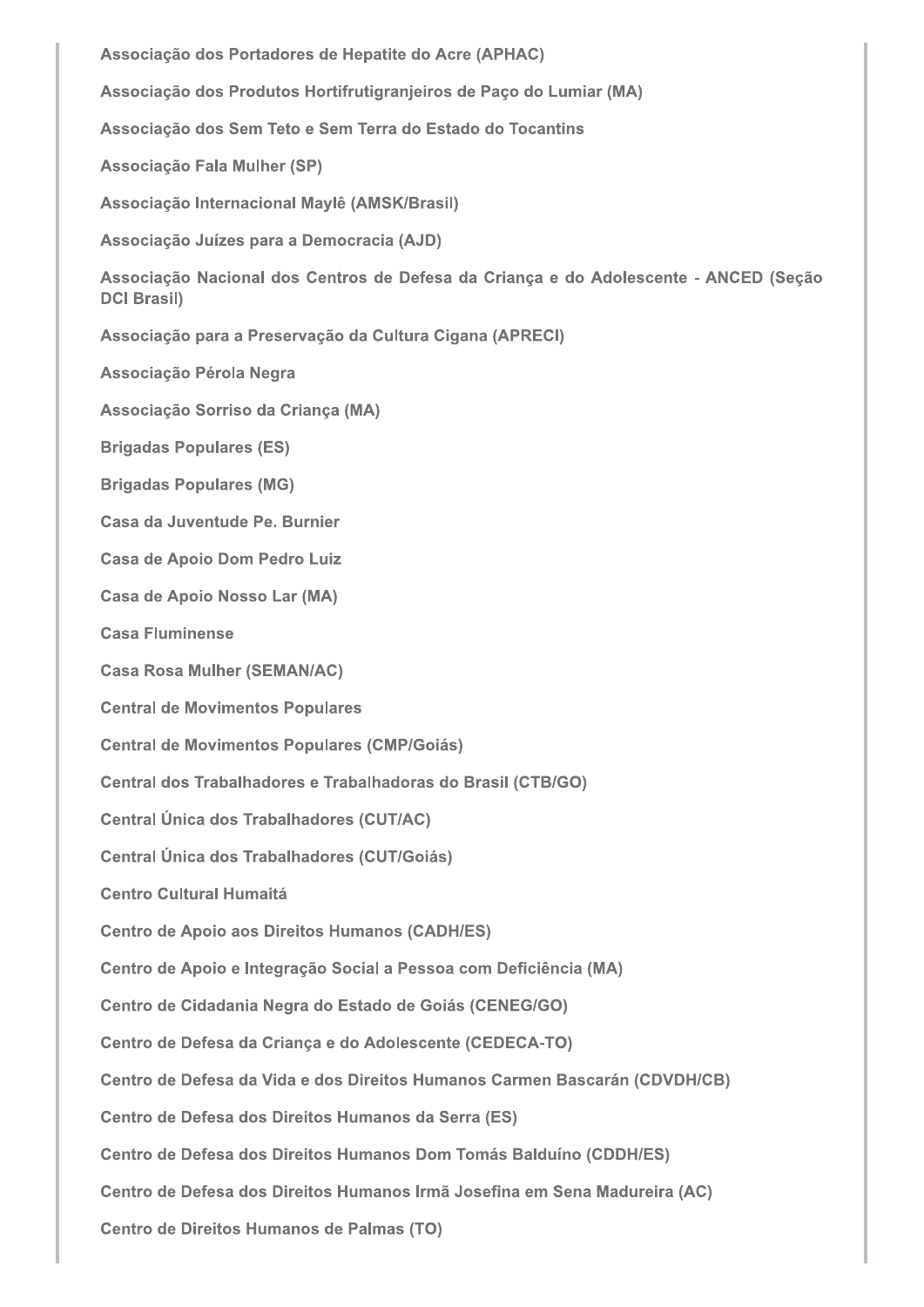Associação dos Portadores de Hepatite do Acre (APHAC)

Associação dos Produtos Hortifrutigranjeiros de Paço do Lumiar (MA)

Associação dos Sem Teto e Sem Terra do Estado do Tocantins

Associação Fala Mulher (SP)

Associação Internacional Maylê (AMSK/Brasil)

Associação Juízes para a Democracia (AJD)

Associação Nacional dos Centros de Defesa da Criança e do Adolescente - ANCED (Seção DCI Brasil)

Associação para a Preservação da Cultura Cigana (APRECI)

Associação Pérola Negra

Associação Sorriso da Criança (MA)

Brigadas Populares (ES)

Brigadas Populares (MG)

Casa da Juventude Pe. Burnier

Casa de Apoio Dom Pedro Luiz

Casa de Apoio Nosso Lar (MA)

Casa Fluminense

Casa Rosa Mulher (SEMAN/AC)

Central de Movimentos Populares

Central de Movimentos Populares (CMP/Goiás)

Central dos Trabalhadores e Trabalhadoras do Brasil (CTB/GO)

Central Única dos Trabalhadores (CUT/AC)

Central Única dos Trabalhadores (CUT/Goiás)

Centro Cultural Humaitá

Centro de Apoio aos Direitos Humanos (CADH/ES)

Centro de Apoio e Integração Social a Pessoa com Deficiência (MA)

Centro de Cidadania Negra do Estado de Goiás (CENEG/GO)

Centro de Defesa da Criança e do Adolescente (CEDECA-TO)

Centro de Defesa da Vida e dos Direitos Humanos Carmen Bascarán (CDVDH/CB)

Centro de Defesa dos Direitos Humanos da Serra (ES)

Centro de Defesa dos Direitos Humanos Dom Tomás Balduíno (CDDH/ES)

Centro de Defesa dos Direitos Humanos Irmã Josefina em Sena Madureira (AC)

Centro de Direitos Humanos de Palmas (TO)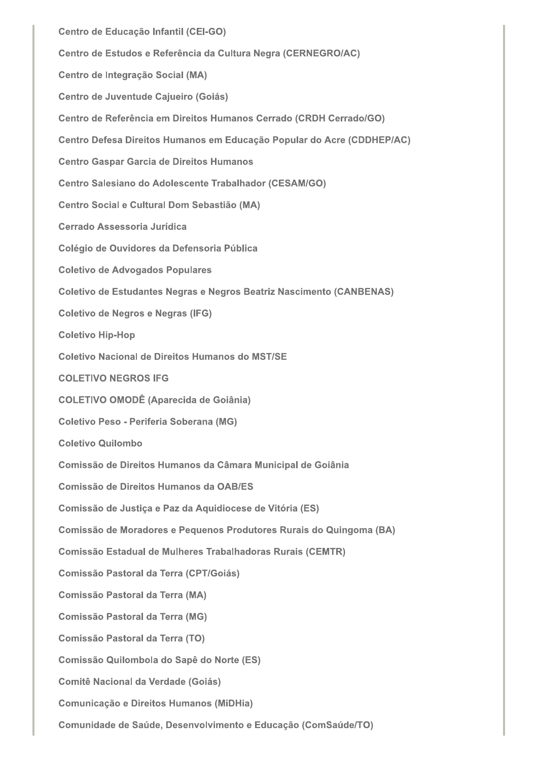Centro de Educação Infantil (CEI-GO)

Centro de Estudos e Referência da Cultura Negra (CERNEGRO/AC)

Centro de Integração Social (MA)

Centro de Juventude Cajueiro (Goiás)

Centro de Referência em Direitos Humanos Cerrado (CRDH Cerrado/GO)

Centro Defesa Direitos Humanos em Educação Popular do Acre (CDDHEP/AC)

Centro Gaspar Garcia de Direitos Humanos

Centro Salesiano do Adolescente Trabalhador (CESAM/GO)

Centro Social e Cultural Dom Sebastião (MA)

Cerrado Assessoria Jurídica

Colégio de Ouvidores da Defensoria Pública

Coletivo de Advogados Populares

Coletivo de Estudantes Negras e Negros Beatriz Nascimento (CANBENAS)

Coletivo de Negros e Negras (IFG)

Coletivo Hip-Hop

Coletivo Nacional de Direitos Humanos do MST/SE

COLETIVO NEGROS IFG

COLETIVO OMODÊ (Aparecida de Goiânia)

Coletivo Peso - Periferia Soberana (MG)

Coletivo Quilombo

Comissão de Direitos Humanos da Câmara Municipal de Goiânia

Comissão de Direitos Humanos da OAB/ES

Comissão de Justiça e Paz da Aquidiocese de Vitória (ES)

Comissão de Moradores e Pequenos Produtores Rurais do Quingoma (BA)

Comissão Estadual de Mulheres Trabalhadoras Rurais (CEMTR)

Comissão Pastoral da Terra (CPT/Goiás)

Comissão Pastoral da Terra (MA)

Comissão Pastoral da Terra (MG)

Comissão Pastoral da Terra (TO)

Comissão Quilombola do Sapê do Norte (ES)

Comitê Nacional da Verdade (Goiás)

Comunicação e Direitos Humanos (MiDHia)

Comunidade de Saúde, Desenvolvimento e Educação (ComSaúde/TO)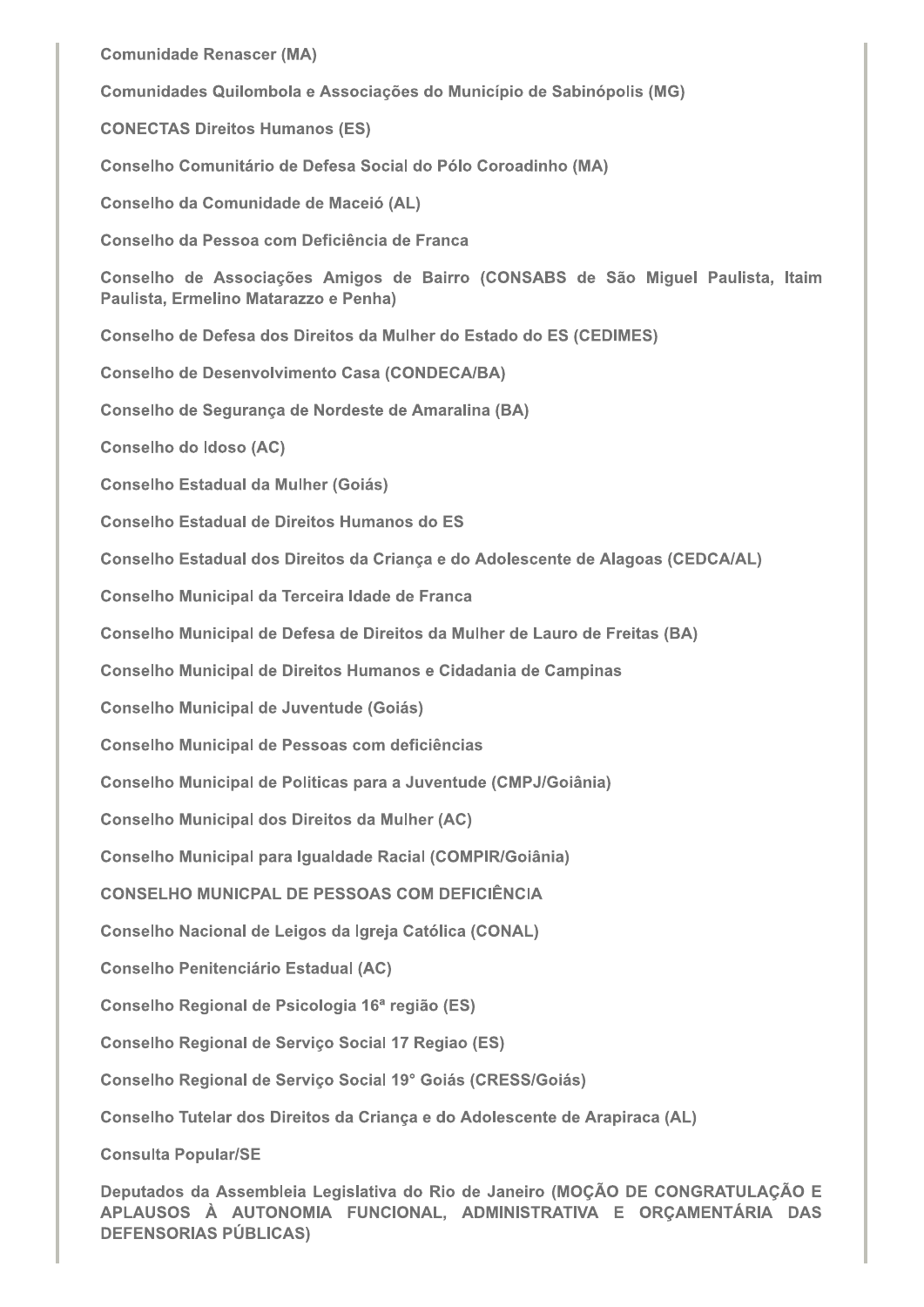Comunidade Renascer (MA)

Comunidades Quilombola e Associações do Município de Sabinópolis (MG)

CONECTAS Direitos Humanos (ES)

Conselho Comunitário de Defesa Social do Pólo Coroadinho (MA)

Conselho da Comunidade de Maceió (AL)

Conselho da Pessoa com Deficiência de Franca

Conselho de Associações Amigos de Bairro (CONSABS de São Miguel Paulista, Itaim Paulista, Ermelino Matarazzo e Penha)

Conselho de Defesa dos Direitos da Mulher do Estado do ES (CEDIMES)

Conselho de Desenvolvimento Casa (CONDECA/BA)

Conselho de Segurança de Nordeste de Amaralina (BA)

Conselho do Idoso (AC)

Conselho Estadual da Mulher (Goiás)

Conselho Estadual de Direitos Humanos do ES

Conselho Estadual dos Direitos da Criança e do Adolescente de Alagoas (CEDCA/AL)

Conselho Municipal da Terceira Idade de Franca

Conselho Municipal de Defesa de Direitos da Mulher de Lauro de Freitas (BA)

Conselho Municipal de Direitos Humanos e Cidadania de Campinas

Conselho Municipal de Juventude (Goiás)

Conselho Municipal de Pessoas com deficiências

Conselho Municipal de Politicas para a Juventude (CMPJ/Goiânia)

Conselho Municipal dos Direitos da Mulher (AC)

Conselho Municipal para Igualdade Racial (COMPIR/Goiânia)

CONSELHO MUNICPAL DE PESSOAS COM DEFICIÊNCIA

Conselho Nacional de Leigos da Igreja Católica (CONAL)

Conselho Penitenciário Estadual (AC)

Conselho Regional de Psicologia 16ª região (ES)

Conselho Regional de Serviço Social 17 Regiao (ES)

Conselho Regional de Serviço Social 19° Goiás (CRESS/Goiás)

Conselho Tutelar dos Direitos da Criança e do Adolescente de Arapiraca (AL)

Consulta Popular/SE

Deputados da Assembleia Legislativa do Rio de Janeiro (MOÇÃO DE CONGRATULAÇÃO E APLAUSOS À AUTONOMIA FUNCIONAL, ADMINISTRATIVA E ORÇAMENTÁRIA DAS DEFENSORIAS PÚBLICAS)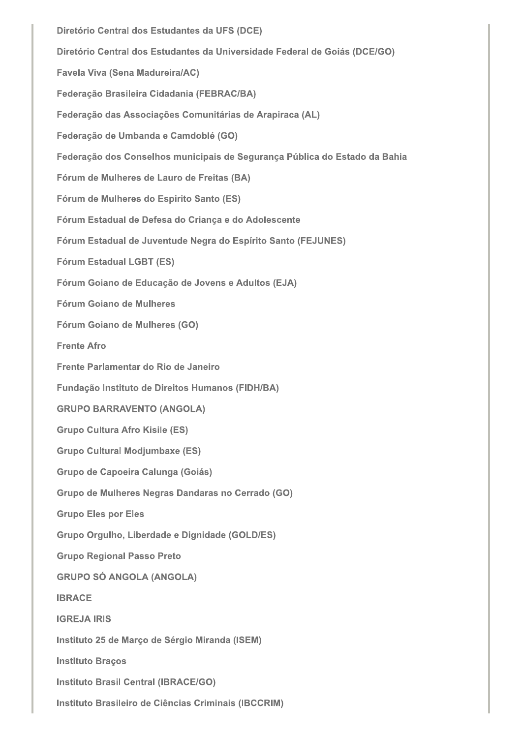Diretório Central dos Estudantes da UFS (DCE)

Diretório Central dos Estudantes da Universidade Federal de Goiás (DCE/GO)

Favela Viva (Sena Madureira/AC)

Federação Brasileira Cidadania (FEBRAC/BA)

Federação das Associações Comunitárias de Arapiraca (AL)

Federação de Umbanda e Camdoblé (GO)

Federação dos Conselhos municipais de Segurança Pública do Estado da Bahia

Fórum de Mulheres de Lauro de Freitas (BA)

Fórum de Mulheres do Espirito Santo (ES)

Fórum Estadual de Defesa do Criança e do Adolescente

Fórum Estadual de Juventude Negra do Espírito Santo (FEJUNES)

Fórum Estadual LGBT (ES)

Fórum Goiano de Educação de Jovens e Adultos (EJA)

Fórum Goiano de Mulheres

Fórum Goiano de Mulheres (GO)

Frente Afro

Frente Parlamentar do Rio de Janeiro

Fundação Instituto de Direitos Humanos (FIDH/BA)

GRUPO BARRAVENTO (ANGOLA)

Grupo Cultura Afro Kisile (ES)

Grupo Cultural Modjumbaxe (ES)

Grupo de Capoeira Calunga (Goiás)

Grupo de Mulheres Negras Dandaras no Cerrado (GO)

Grupo Eles por Eles

Grupo Orgulho, Liberdade e Dignidade (GOLD/ES)

Grupo Regional Passo Preto

GRUPO SÓ ANGOLA (ANGOLA)

IBRACE

IGREJA IRIS

Instituto 25 de Março de Sérgio Miranda (ISEM)

Instituto Braços

Instituto Brasil Central (IBRACE/GO)

Instituto Brasileiro de Ciências Criminais (IBCCRIM)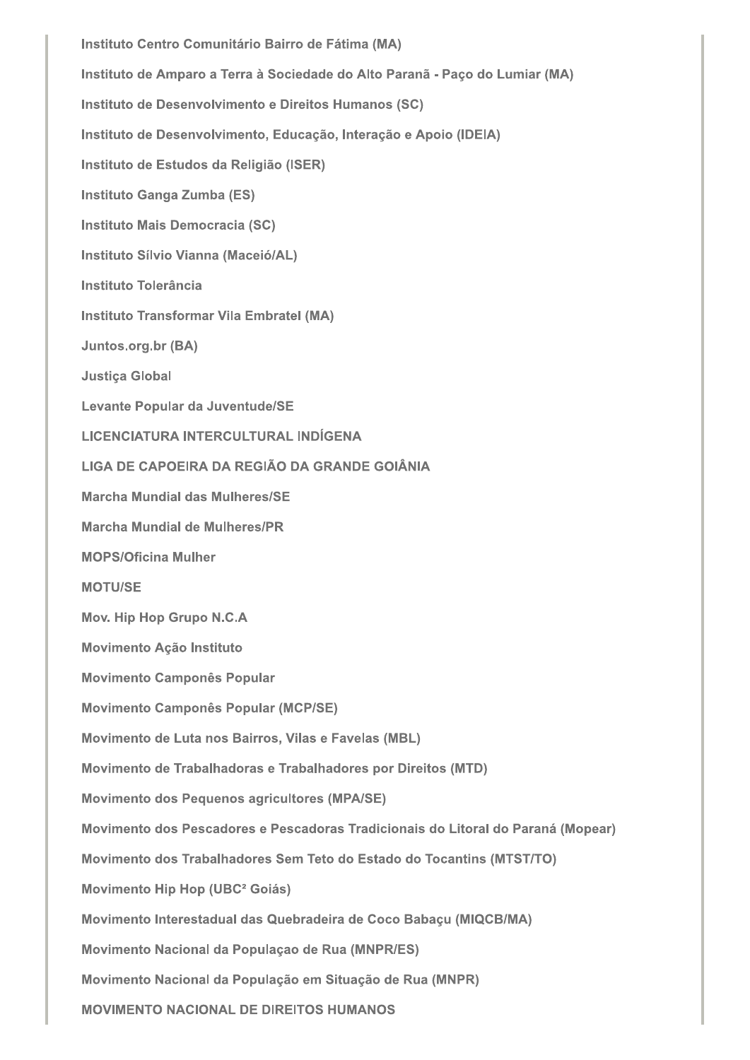Instituto Centro Comunitário Bairro de Fátima (MA)

Instituto de Amparo a Terra à Sociedade do Alto Paranã - Paço do Lumiar (MA)

Instituto de Desenvolvimento e Direitos Humanos (SC)

Instituto de Desenvolvimento, Educação, Interação e Apoio (IDEIA)

Instituto de Estudos da Religião (ISER)

Instituto Ganga Zumba (ES)

Instituto Mais Democracia (SC)

Instituto Sílvio Vianna (Maceió/AL)

Instituto Tolerância

Instituto Transformar Vila Embratel (MA)

Juntos.org.br (BA)

Justiça Global

Levante Popular da Juventude/SE

LICENCIATURA INTERCULTURAL INDÍGENA

LIGA DE CAPOEIRA DA REGIÃO DA GRANDE GOIÂNIA

Marcha Mundial das Mulheres/SE

Marcha Mundial de Mulheres/PR

MOPS/Oficina Mulher

MOTU/SE

Mov. Hip Hop Grupo N.C.A

Movimento Ação Instituto

Movimento Camponês Popular

Movimento Camponês Popular (MCP/SE)

Movimento de Luta nos Bairros, Vilas e Favelas (MBL)

Movimento de Trabalhadoras e Trabalhadores por Direitos (MTD)

Movimento dos Pequenos agricultores (MPA/SE)

Movimento dos Pescadores e Pescadoras Tradicionais do Litoral do Paraná (Mopear)

Movimento dos Trabalhadores Sem Teto do Estado do Tocantins (MTST/TO)

Movimento Hip Hop (UBC² Goiás)

Movimento Interestadual das Quebradeira de Coco Babaçu (MIQCB/MA)

Movimento Nacional da Populaçao de Rua (MNPR/ES)

Movimento Nacional da População em Situação de Rua (MNPR)

MOVIMENTO NACIONAL DE DIREITOS HUMANOS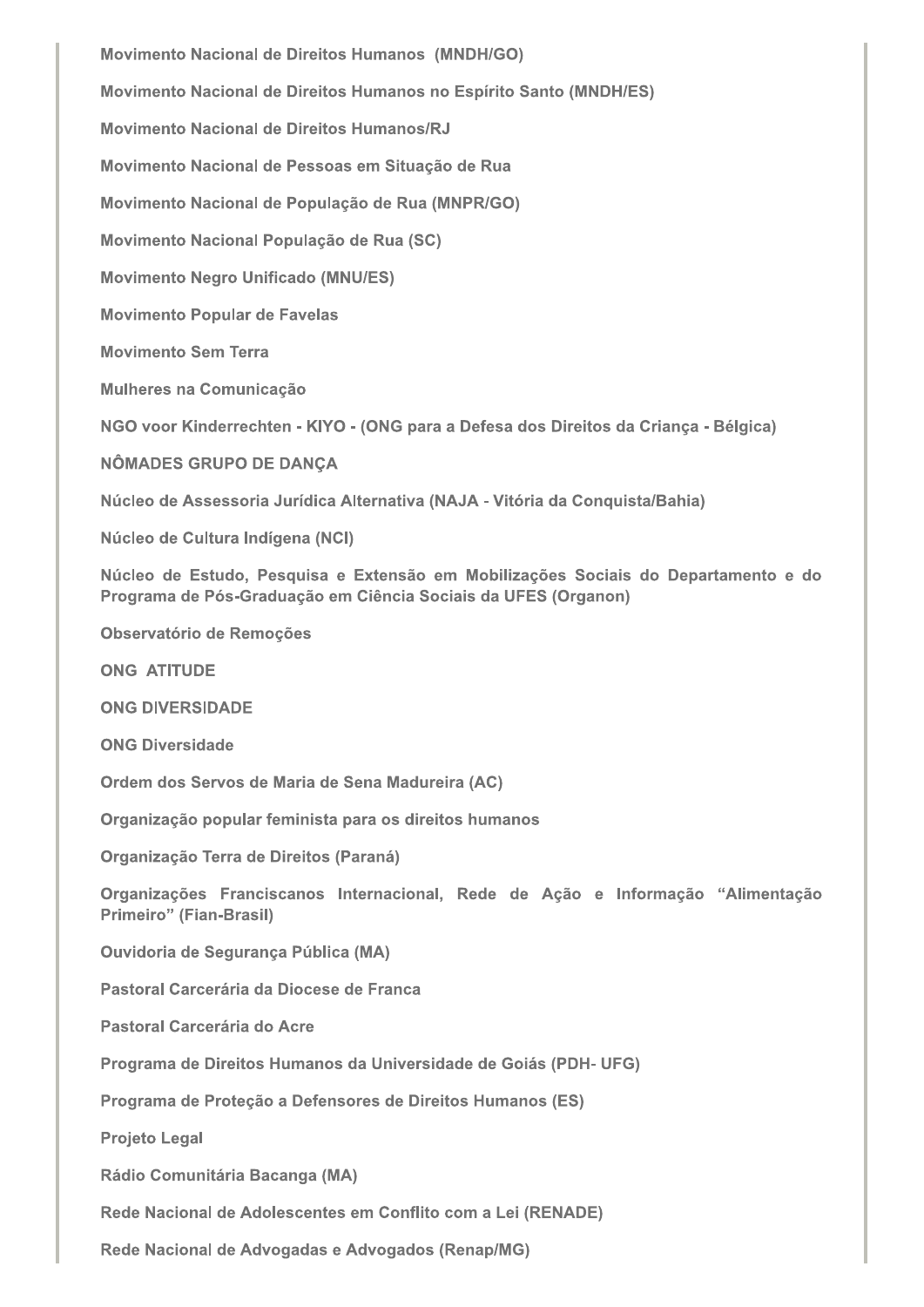**Movimento Nacional de Direitos Humanos (MNDH/GO)**

**Movimento Nacional de Direitos Humanos no Espírito Santo (MNDH/ES)**

**Movimento Nacional de Direitos Humanos/RJ**

**Movimento Nacional de Pessoas em Situação de Rua**

**Movimento Nacional de População de Rua (MNPR/GO)**

**Movimento Nacional População de Rua (SC)**

**Movimento Negro Unificado (MNU/ES)**

**Movimento Popular de Favelas**

**Movimento Sem Terra**

**Mulheres na Comunicação**

**NGO voor Kinderrechten - KIYO - (ONG para a Defesa dos Direitos da Criança - Bélgica)**

**NÔMADES GRUPO DE DANÇA**

**Núcleo de Assessoria Jurídica Alternativa (NAJA - Vitória da Conquista/Bahia)**

**Núcleo de Cultura Indígena (NCI)**

**Núcleo de Estudo, Pesquisa e Extensão em Mobilizações Sociais do Departamento e do Programa de Pós-Graduação em Ciência Sociais da UFES (Organon)**

**Observatório de Remoções**

**ONG ATITUDE**

**ONG DIVERSIDADE**

**ONG Diversidade**

**Ordem dos Servos de Maria de Sena Madureira (AC)**

**Organização popular feminista para os direitos humanos**

**Organização Terra de Direitos (Paraná)**

**Organizações Franciscanos Internacional, Rede de Ação e Informação "Alimentação Primeiro" (Fian-Brasil)**

**Ouvidoria de Segurança Pública (MA)**

**Pastoral Carcerária da Diocese de Franca**

**Pastoral Carcerária do Acre**

**Programa de Direitos Humanos da Universidade de Goiás (PDH- UFG)**

**Programa de Proteção a Defensores de Direitos Humanos (ES)**

**Projeto Legal**

**Rádio Comunitária Bacanga (MA)**

**Rede Nacional de Adolescentes em Conflito com a Lei (RENADE)**

**Rede Nacional de Advogadas e Advogados (Renap/MG)**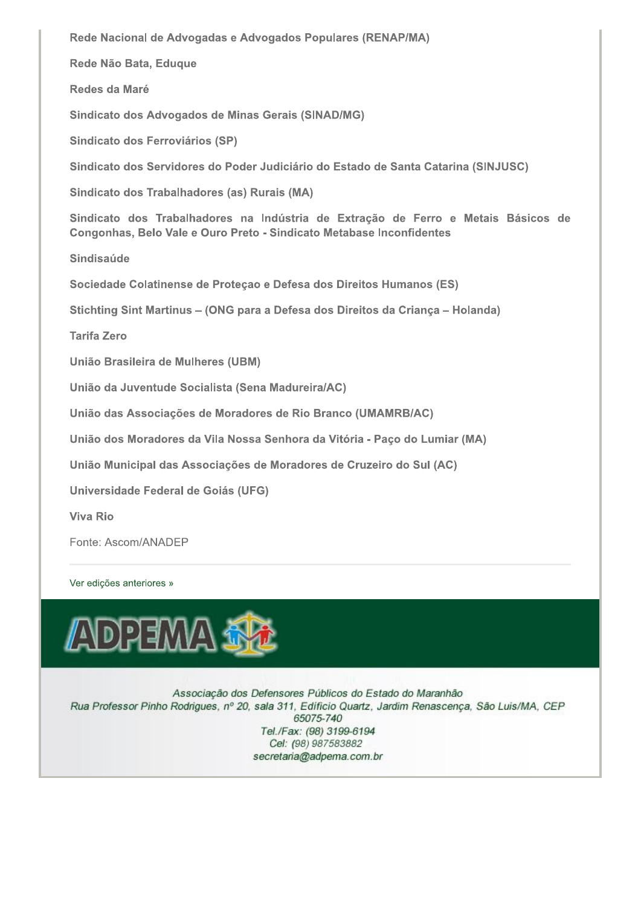**Rede Nacional de Advogadas e Advogados Populares (RENAP/MA)**

**Rede Não Bata, Eduque**

**Redes da Maré**

**Sindicato dos Advogados de Minas Gerais (SINAD/MG)**

**Sindicato dos Ferroviários (SP)**

**Sindicato dos Servidores do Poder Judiciário do Estado de Santa Catarina (SINJUSC)**

**Sindicato dos Trabalhadores (as) Rurais (MA)**

**Sindicato dos Trabalhadores na Indústria de Extração de Ferro e Metais Básicos de Congonhas, Belo Vale e Ouro Preto - Sindicato Metabase Inconfidentes**

**Sindisaúde**

**Sociedade Colatinense de Proteçao e Defesa dos Direitos Humanos (ES)**

**Stichting Sint Martinus – (ONG para a Defesa dos Direitos da Criança – Holanda)**

**Tarifa Zero**

**União Brasileira de Mulheres (UBM)**

**União da Juventude Socialista (Sena Madureira/AC)**

**União das Associações de Moradores de Rio Branco (UMAMRB/AC)**

**União dos Moradores da Vila Nossa Senhora da Vitória - Paço do Lumiar (MA)**

**União Municipal das Associações de Moradores de Cruzeiro do Sul (AC)**

**Universidade Federal de Goiás (UFG)**

**Viva Rio**

Fonte: Ascom/ANADEP

---

Ver edições anteriores »

ADPEMA

*Associação dos Defensores Públicos do Estado do Maranhão*
*Rua Professor Pinho Rodrigues, nº 20, sala 311, Edifício Quartz, Jardim Renascença, São Luis/MA, CEP 65075-740*
*Tel./Fax: (98) 3199-6194*
*Cel: (98) 987583882*
*secretaria@adpema.com.br*